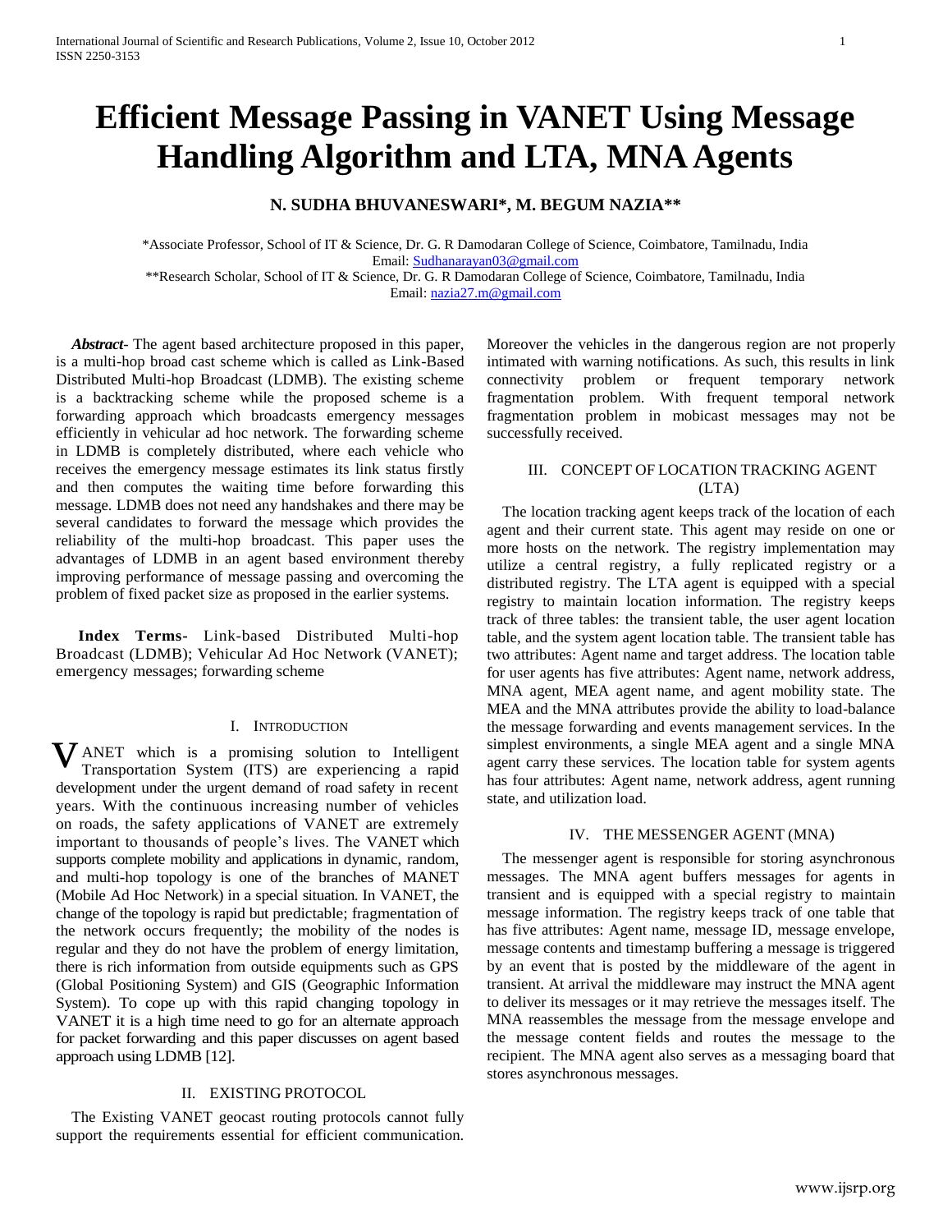# Efficient Message Passing in VANET Using Message Handling Algorithm and LTA, MNA Agents

**N. SUDHA BHUVANESWARI\*, M. BEGUM NAZIA\*\***

\*Associate Professor, School of IT & Science, Dr. G. R Damodaran College of Science, Coimbatore, Tamilnadu, India
Email: Sudhanarayan03@gmail.com

\*\*Research Scholar, School of IT & Science, Dr. G. R Damodaran College of Science, Coimbatore, Tamilnadu, India
Email: nazia27.m@gmail.com

***Abstract***- The agent based architecture proposed in this paper, is a multi-hop broad cast scheme which is called as Link-Based Distributed Multi-hop Broadcast (LDMB). The existing scheme is a backtracking scheme while the proposed scheme is a forwarding approach which broadcasts emergency messages efficiently in vehicular ad hoc network. The forwarding scheme in LDMB is completely distributed, where each vehicle who receives the emergency message estimates its link status firstly and then computes the waiting time before forwarding this message. LDMB does not need any handshakes and there may be several candidates to forward the message which provides the reliability of the multi-hop broadcast. This paper uses the advantages of LDMB in an agent based environment thereby improving performance of message passing and overcoming the problem of fixed packet size as proposed in the earlier systems.

**Index Terms-** Link-based Distributed Multi-hop Broadcast (LDMB); Vehicular Ad Hoc Network (VANET); emergency messages; forwarding scheme

## I. Introduction

VANET which is a promising solution to Intelligent Transportation System (ITS) are experiencing a rapid development under the urgent demand of road safety in recent years. With the continuous increasing number of vehicles on roads, the safety applications of VANET are extremely important to thousands of people's lives. The VANET which supports complete mobility and applications in dynamic, random, and multi-hop topology is one of the branches of MANET (Mobile Ad Hoc Network) in a special situation. In VANET, the change of the topology is rapid but predictable; fragmentation of the network occurs frequently; the mobility of the nodes is regular and they do not have the problem of energy limitation, there is rich information from outside equipments such as GPS (Global Positioning System) and GIS (Geographic Information System). To cope up with this rapid changing topology in VANET it is a high time need to go for an alternate approach for packet forwarding and this paper discusses on agent based approach using LDMB [12].

## II. Existing Protocol

The Existing VANET geocast routing protocols cannot fully support the requirements essential for efficient communication. Moreover the vehicles in the dangerous region are not properly intimated with warning notifications. As such, this results in link connectivity problem or frequent temporary network fragmentation problem. With frequent temporal network fragmentation problem in mobicast messages may not be successfully received.

## III. Concept of Location Tracking Agent (LTA)

The location tracking agent keeps track of the location of each agent and their current state. This agent may reside on one or more hosts on the network. The registry implementation may utilize a central registry, a fully replicated registry or a distributed registry. The LTA agent is equipped with a special registry to maintain location information. The registry keeps track of three tables: the transient table, the user agent location table, and the system agent location table. The transient table has two attributes: Agent name and target address. The location table for user agents has five attributes: Agent name, network address, MNA agent, MEA agent name, and agent mobility state. The MEA and the MNA attributes provide the ability to load-balance the message forwarding and events management services. In the simplest environments, a single MEA agent and a single MNA agent carry these services. The location table for system agents has four attributes: Agent name, network address, agent running state, and utilization load.

## IV. The Messenger Agent (MNA)

The messenger agent is responsible for storing asynchronous messages. The MNA agent buffers messages for agents in transient and is equipped with a special registry to maintain message information. The registry keeps track of one table that has five attributes: Agent name, message ID, message envelope, message contents and timestamp buffering a message is triggered by an event that is posted by the middleware of the agent in transient. At arrival the middleware may instruct the MNA agent to deliver its messages or it may retrieve the messages itself. The MNA reassembles the message from the message envelope and the message content fields and routes the message to the recipient. The MNA agent also serves as a messaging board that stores asynchronous messages.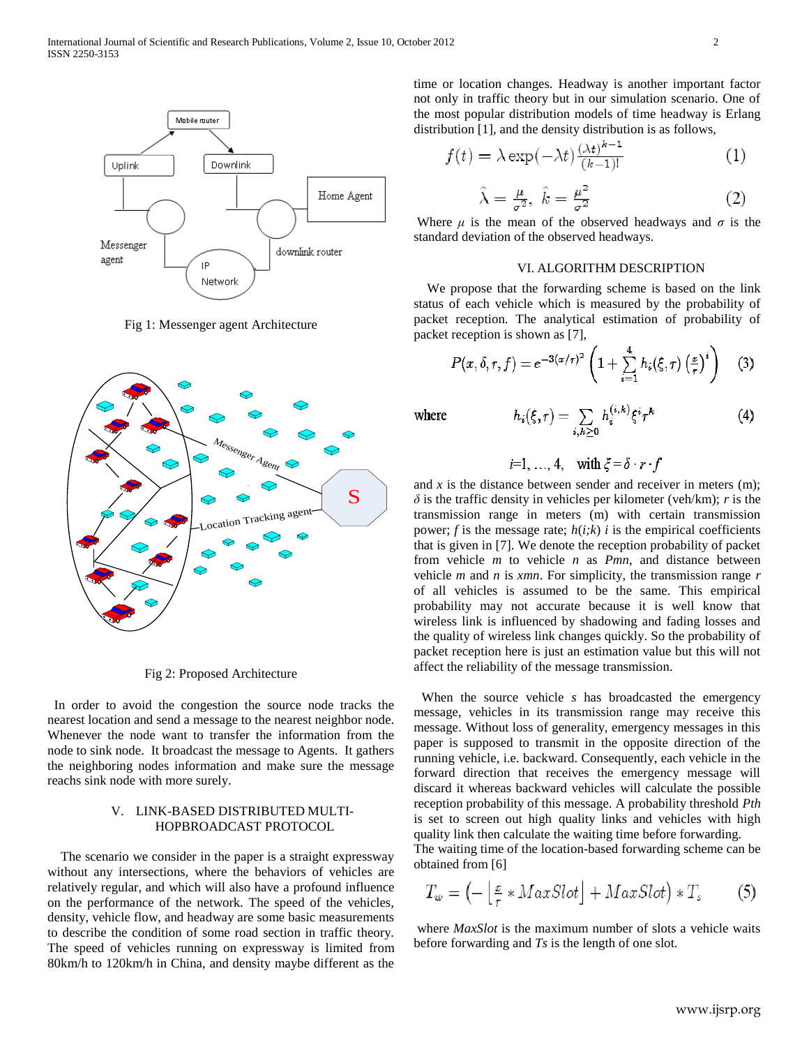Fig 1: Messenger agent Architecture

Fig 2: Proposed Architecture

In order to avoid the congestion the source node tracks the nearest location and send a message to the nearest neighbor node. Whenever the node want to transfer the information from the node to sink node. It broadcast the message to Agents. It gathers the neighboring nodes information and make sure the message reachs sink node with more surely.

## V. LINK-BASED DISTRIBUTED MULTI-HOPBROADCAST PROTOCOL

The scenario we consider in the paper is a straight expressway without any intersections, where the behaviors of vehicles are relatively regular, and which will also have a profound influence on the performance of the network. The speed of the vehicles, density, vehicle flow, and headway are some basic measurements to describe the condition of some road section in traffic theory. The speed of vehicles running on expressway is limited from 80km/h to 120km/h in China, and density maybe different as the time or location changes. Headway is another important factor not only in traffic theory but in our simulation scenario. One of the most popular distribution models of time headway is Erlang distribution [1], and the density distribution is as follows,

$$f(t) = \lambda \exp(-\lambda t) \frac{(\lambda t)^{k-1}}{(k-1)!} \quad (1)$$

$$\hat{\lambda} = \frac{\mu}{\sigma^2}, \ \hat{k} = \frac{\mu^2}{\sigma^2} \quad (2)$$

Where $\mu$ is the mean of the observed headways and $\sigma$ is the standard deviation of the observed headways.

## VI. ALGORITHM DESCRIPTION

We propose that the forwarding scheme is based on the link status of each vehicle which is measured by the probability of packet reception. The analytical estimation of probability of packet reception is shown as [7],

$$P(x, \delta, r, f) = e^{-3(x/r)^2} \left(1 + \sum_{i=1}^{4} h_i(\xi, r) \left(\frac{x}{r}\right)^i\right) \quad (3)$$

where

$$h_i(\xi, r) = \sum_{i,k \geq 0} h_i^{(i,k)} \xi^i r^k \quad (4)$$

$$i=1, \ldots, 4, \quad \text{with } \xi = \delta \cdot r \cdot f$$

and $x$ is the distance between sender and receiver in meters (m); $\delta$ is the traffic density in vehicles per kilometer (veh/km); $r$ is the transmission range in meters (m) with certain transmission power; $f$ is the message rate; $h(i;k)$ $i$ is the empirical coefficients that is given in [7]. We denote the reception probability of packet from vehicle $m$ to vehicle $n$ as $P_{mn}$, and distance between vehicle $m$ and $n$ is $x_{mn}$. For simplicity, the transmission range $r$ of all vehicles is assumed to be the same. This empirical probability may not accurate because it is well know that wireless link is influenced by shadowing and fading losses and the quality of wireless link changes quickly. So the probability of packet reception here is just an estimation value but this will not affect the reliability of the message transmission.

When the source vehicle $s$ has broadcasted the emergency message, vehicles in its transmission range may receive this message. Without loss of generality, emergency messages in this paper is supposed to transmit in the opposite direction of the running vehicle, i.e. backward. Consequently, each vehicle in the forward direction that receives the emergency message will discard it whereas backward vehicles will calculate the possible reception probability of this message. A probability threshold $P_{th}$ is set to screen out high quality links and vehicles with high quality link then calculate the waiting time before forwarding.
The waiting time of the location-based forwarding scheme can be obtained from [6]

$$T_w = \left(-\left\lfloor \frac{x}{r} * MaxSlot \right\rfloor + MaxSlot\right) * T_s \quad (5)$$

where *MaxSlot* is the maximum number of slots a vehicle waits before forwarding and *Ts* is the length of one slot.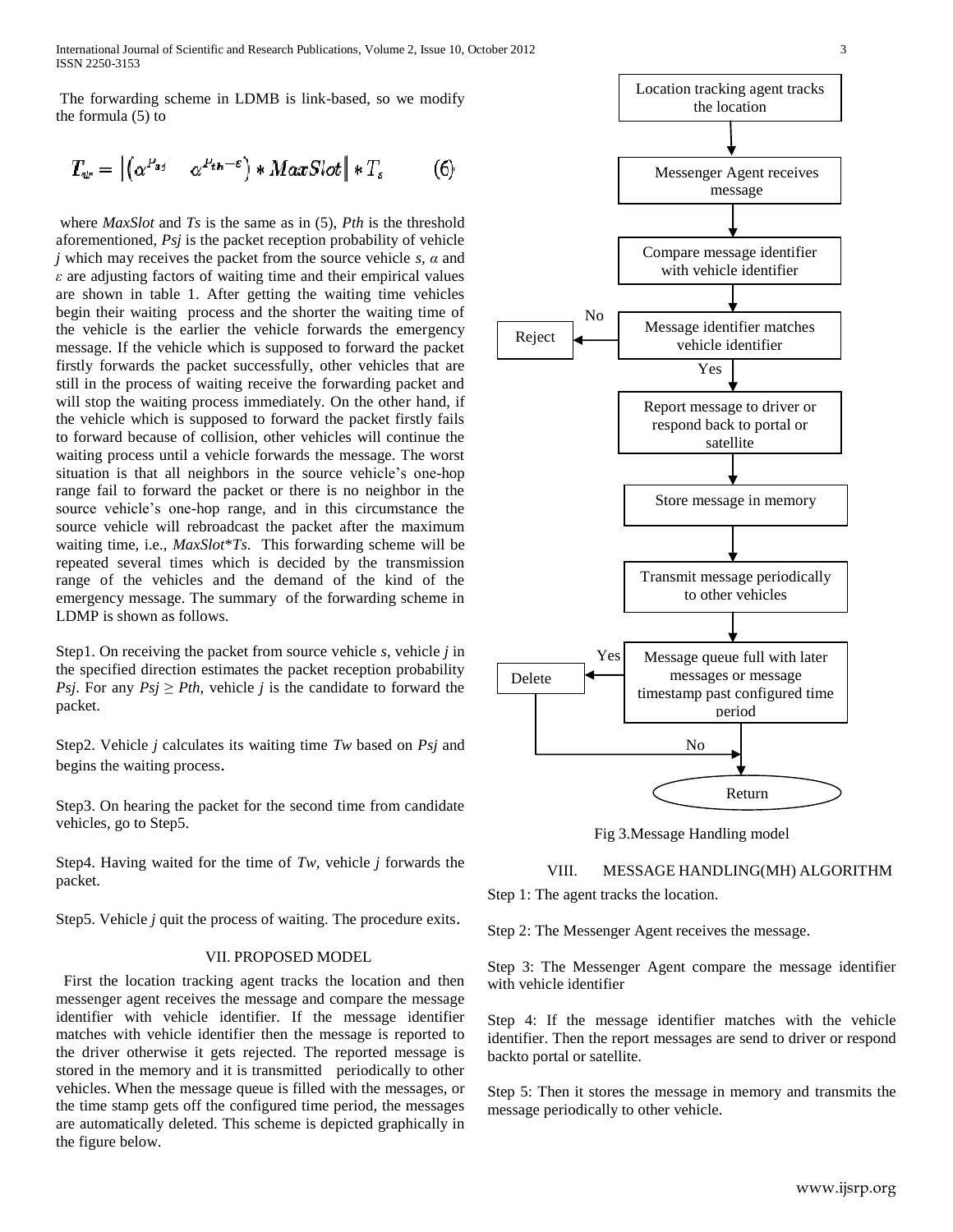The forwarding scheme in LDMB is link-based, so we modify the formula (5) to

$$T_w = \left|\left(\alpha^{P_{sj}} - \alpha^{P_{th}-\varepsilon}\right) * MaxSlot\right| * T_s \qquad (6)$$

where *MaxSlot* and *Ts* is the same as in (5), *Pth* is the threshold aforementioned, *Psj* is the packet reception probability of vehicle *j* which may receives the packet from the source vehicle *s*, *α* and *ε* are adjusting factors of waiting time and their empirical values are shown in table 1. After getting the waiting time vehicles begin their waiting process and the shorter the waiting time of the vehicle is the earlier the vehicle forwards the emergency message. If the vehicle which is supposed to forward the packet firstly forwards the packet successfully, other vehicles that are still in the process of waiting receive the forwarding packet and will stop the waiting process immediately. On the other hand, if the vehicle which is supposed to forward the packet firstly fails to forward because of collision, other vehicles will continue the waiting process until a vehicle forwards the message. The worst situation is that all neighbors in the source vehicle's one-hop range fail to forward the packet or there is no neighbor in the source vehicle's one-hop range, and in this circumstance the source vehicle will rebroadcast the packet after the maximum waiting time, i.e., *MaxSlot*Ts*. This forwarding scheme will be repeated several times which is decided by the transmission range of the vehicles and the demand of the kind of the emergency message. The summary of the forwarding scheme in LDMP is shown as follows.

Step1. On receiving the packet from source vehicle *s*, vehicle *j* in the specified direction estimates the packet reception probability *Psj*. For any $P_{sj} \geq P_{th}$, vehicle *j* is the candidate to forward the packet.

Step2. Vehicle *j* calculates its waiting time *Tw* based on *Psj* and begins the waiting process.

Step3. On hearing the packet for the second time from candidate vehicles, go to Step5.

Step4. Having waited for the time of *Tw*, vehicle *j* forwards the packet.

Step5. Vehicle *j* quit the process of waiting. The procedure exits.

## VII. PROPOSED MODEL

First the location tracking agent tracks the location and then messenger agent receives the message and compare the message identifier with vehicle identifier. If the message identifier matches with vehicle identifier then the message is reported to the driver otherwise it gets rejected. The reported message is stored in the memory and it is transmitted periodically to other vehicles. When the message queue is filled with the messages, or the time stamp gets off the configured time period, the messages are automatically deleted. This scheme is depicted graphically in the figure below.

Fig 3.Message Handling model

## VIII. MESSAGE HANDLING(MH) ALGORITHM

Step 1: The agent tracks the location.

Step 2: The Messenger Agent receives the message.

Step 3: The Messenger Agent compare the message identifier with vehicle identifier

Step 4: If the message identifier matches with the vehicle identifier. Then the report messages are send to driver or respond backto portal or satellite.

Step 5: Then it stores the message in memory and transmits the message periodically to other vehicle.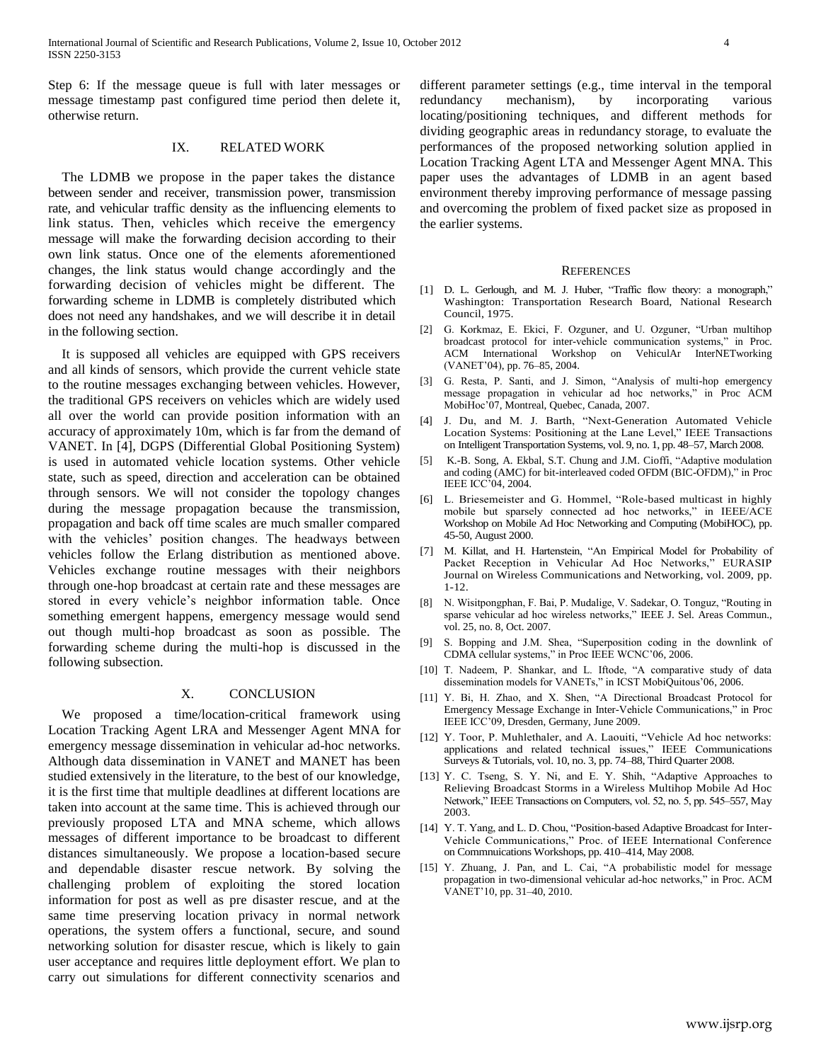Step 6: If the message queue is full with later messages or message timestamp past configured time period then delete it, otherwise return.

## IX. RELATED WORK

The LDMB we propose in the paper takes the distance between sender and receiver, transmission power, transmission rate, and vehicular traffic density as the influencing elements to link status. Then, vehicles which receive the emergency message will make the forwarding decision according to their own link status. Once one of the elements aforementioned changes, the link status would change accordingly and the forwarding decision of vehicles might be different. The forwarding scheme in LDMB is completely distributed which does not need any handshakes, and we will describe it in detail in the following section.

It is supposed all vehicles are equipped with GPS receivers and all kinds of sensors, which provide the current vehicle state to the routine messages exchanging between vehicles. However, the traditional GPS receivers on vehicles which are widely used all over the world can provide position information with an accuracy of approximately 10m, which is far from the demand of VANET. In [4], DGPS (Differential Global Positioning System) is used in automated vehicle location systems. Other vehicle state, such as speed, direction and acceleration can be obtained through sensors. We will not consider the topology changes during the message propagation because the transmission, propagation and back off time scales are much smaller compared with the vehicles' position changes. The headways between vehicles follow the Erlang distribution as mentioned above. Vehicles exchange routine messages with their neighbors through one-hop broadcast at certain rate and these messages are stored in every vehicle's neighbor information table. Once something emergent happens, emergency message would send out though multi-hop broadcast as soon as possible. The forwarding scheme during the multi-hop is discussed in the following subsection.

## X. CONCLUSION

We proposed a time/location-critical framework using Location Tracking Agent LRA and Messenger Agent MNA for emergency message dissemination in vehicular ad-hoc networks. Although data dissemination in VANET and MANET has been studied extensively in the literature, to the best of our knowledge, it is the first time that multiple deadlines at different locations are taken into account at the same time. This is achieved through our previously proposed LTA and MNA scheme, which allows messages of different importance to be broadcast to different distances simultaneously. We propose a location-based secure and dependable disaster rescue network. By solving the challenging problem of exploiting the stored location information for post as well as pre disaster rescue, and at the same time preserving location privacy in normal network operations, the system offers a functional, secure, and sound networking solution for disaster rescue, which is likely to gain user acceptance and requires little deployment effort. We plan to carry out simulations for different connectivity scenarios and different parameter settings (e.g., time interval in the temporal redundancy mechanism), by incorporating various locating/positioning techniques, and different methods for dividing geographic areas in redundancy storage, to evaluate the performances of the proposed networking solution applied in Location Tracking Agent LTA and Messenger Agent MNA. This paper uses the advantages of LDMB in an agent based environment thereby improving performance of message passing and overcoming the problem of fixed packet size as proposed in the earlier systems.

## REFERENCES

[1] D. L. Gerlough, and M. J. Huber, "Traffic flow theory: a monograph," Washington: Transportation Research Board, National Research Council, 1975.

[2] G. Korkmaz, E. Ekici, F. Ozguner, and U. Ozguner, "Urban multihop broadcast protocol for inter-vehicle communication systems," in Proc. ACM International Workshop on VehiculAr InterNETworking (VANET'04), pp. 76–85, 2004.

[3] G. Resta, P. Santi, and J. Simon, "Analysis of multi-hop emergency message propagation in vehicular ad hoc networks," in Proc ACM MobiHoc'07, Montreal, Quebec, Canada, 2007.

[4] J. Du, and M. J. Barth, "Next-Generation Automated Vehicle Location Systems: Positioning at the Lane Level," IEEE Transactions on Intelligent Transportation Systems, vol. 9, no. 1, pp. 48–57, March 2008.

[5] K.-B. Song, A. Ekbal, S.T. Chung and J.M. Cioffi, "Adaptive modulation and coding (AMC) for bit-interleaved coded OFDM (BIC-OFDM)," in Proc IEEE ICC'04, 2004.

[6] L. Briesemeister and G. Hommel, "Role-based multicast in highly mobile but sparsely connected ad hoc networks," in IEEE/ACE Workshop on Mobile Ad Hoc Networking and Computing (MobiHOC), pp. 45-50, August 2000.

[7] M. Killat, and H. Hartenstein, "An Empirical Model for Probability of Packet Reception in Vehicular Ad Hoc Networks," EURASIP Journal on Wireless Communications and Networking, vol. 2009, pp. 1-12.

[8] N. Wisitpongphan, F. Bai, P. Mudalige, V. Sadekar, O. Tonguz, "Routing in sparse vehicular ad hoc wireless networks," IEEE J. Sel. Areas Commun., vol. 25, no. 8, Oct. 2007.

[9] S. Bopping and J.M. Shea, "Superposition coding in the downlink of CDMA cellular systems," in Proc IEEE WCNC'06, 2006.

[10] T. Nadeem, P. Shankar, and L. Iftode, "A comparative study of data dissemination models for VANETs," in ICST MobiQuitous'06, 2006.

[11] Y. Bi, H. Zhao, and X. Shen, "A Directional Broadcast Protocol for Emergency Message Exchange in Inter-Vehicle Communications," in Proc IEEE ICC'09, Dresden, Germany, June 2009.

[12] Y. Toor, P. Muhlethaler, and A. Laouiti, "Vehicle Ad hoc networks: applications and related technical issues," IEEE Communications Surveys & Tutorials, vol. 10, no. 3, pp. 74–88, Third Quarter 2008.

[13] Y. C. Tseng, S. Y. Ni, and E. Y. Shih, "Adaptive Approaches to Relieving Broadcast Storms in a Wireless Multihop Mobile Ad Hoc Network," IEEE Transactions on Computers, vol. 52, no. 5, pp. 545–557, May 2003.

[14] Y. T. Yang, and L. D. Chou, "Position-based Adaptive Broadcast for Inter-Vehicle Communications," Proc. of IEEE International Conference on Commnuications Workshops, pp. 410–414, May 2008.

[15] Y. Zhuang, J. Pan, and L. Cai, "A probabilistic model for message propagation in two-dimensional vehicular ad-hoc networks," in Proc. ACM VANET'10, pp. 31–40, 2010.